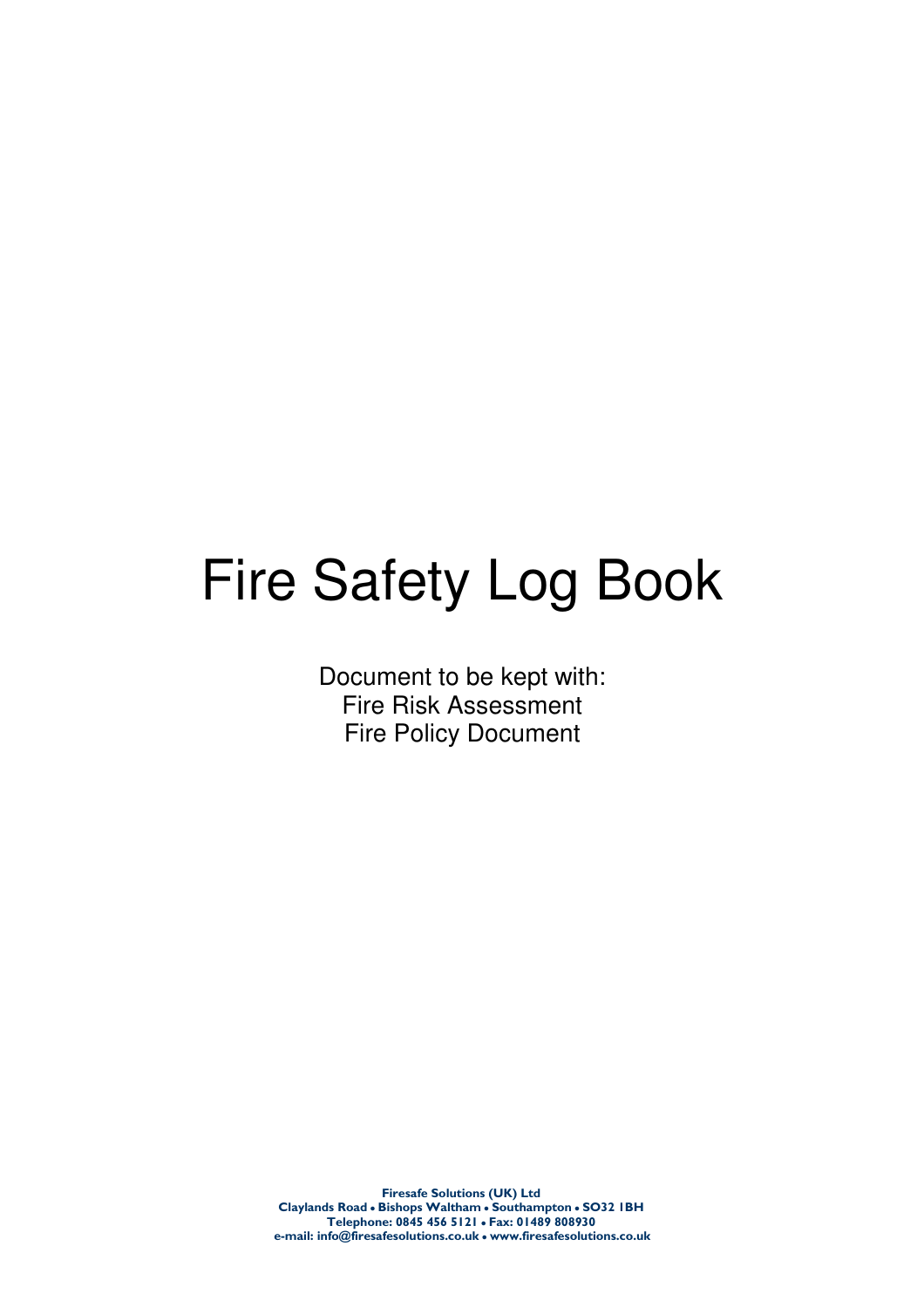# Fire Safety Log Book

Document to be kept with:
Fire Risk Assessment
Fire Policy Document

**Firesafe Solutions (UK) Ltd**
**Claylands Road • Bishops Waltham • Southampton • SO32 1BH**
**Telephone: 0845 456 5121 • Fax: 01489 808930**
**e-mail: info@firesafesolutions.co.uk • www.firesafesolutions.co.uk**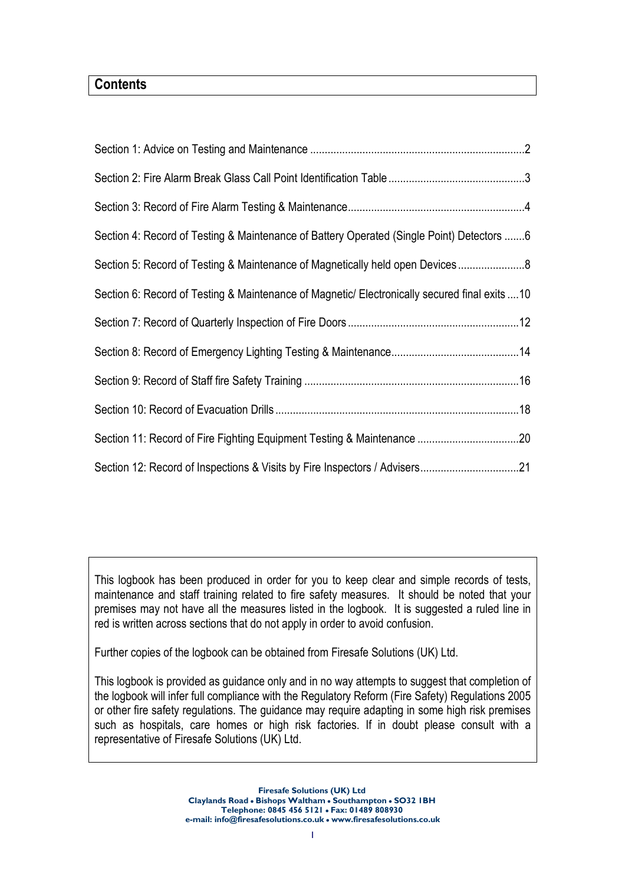## Contents

Section 1: Advice on Testing and Maintenance ........................................................................2

Section 2: Fire Alarm Break Glass Call Point Identification Table ...............................................3

Section 3: Record of Fire Alarm Testing & Maintenance............................................................4

Section 4: Record of Testing & Maintenance of Battery Operated (Single Point) Detectors .......6

Section 5: Record of Testing & Maintenance of Magnetically held open Devices .......................8

Section 6: Record of Testing & Maintenance of Magnetic/ Electronically secured final exits ....10

Section 7: Record of Quarterly Inspection of Fire Doors ..........................................................12

Section 8: Record of Emergency Lighting Testing & Maintenance............................................14

Section 9: Record of Staff fire Safety Training .........................................................................16

Section 10: Record of Evacuation Drills ...................................................................................18

Section 11: Record of Fire Fighting Equipment Testing & Maintenance ...................................20

Section 12: Record of Inspections & Visits by Fire Inspectors / Advisers..................................21

This logbook has been produced in order for you to keep clear and simple records of tests, maintenance and staff training related to fire safety measures. It should be noted that your premises may not have all the measures listed in the logbook. It is suggested a ruled line in red is written across sections that do not apply in order to avoid confusion.

Further copies of the logbook can be obtained from Firesafe Solutions (UK) Ltd.

This logbook is provided as guidance only and in no way attempts to suggest that completion of the logbook will infer full compliance with the Regulatory Reform (Fire Safety) Regulations 2005 or other fire safety regulations. The guidance may require adapting in some high risk premises such as hospitals, care homes or high risk factories. If in doubt please consult with a representative of Firesafe Solutions (UK) Ltd.

**Firesafe Solutions (UK) Ltd**
**Claylands Road • Bishops Waltham • Southampton • SO32 1BH**
**Telephone: 0845 456 5121 • Fax: 01489 808930**
**e-mail: info@firesafesolutions.co.uk • www.firesafesolutions.co.uk**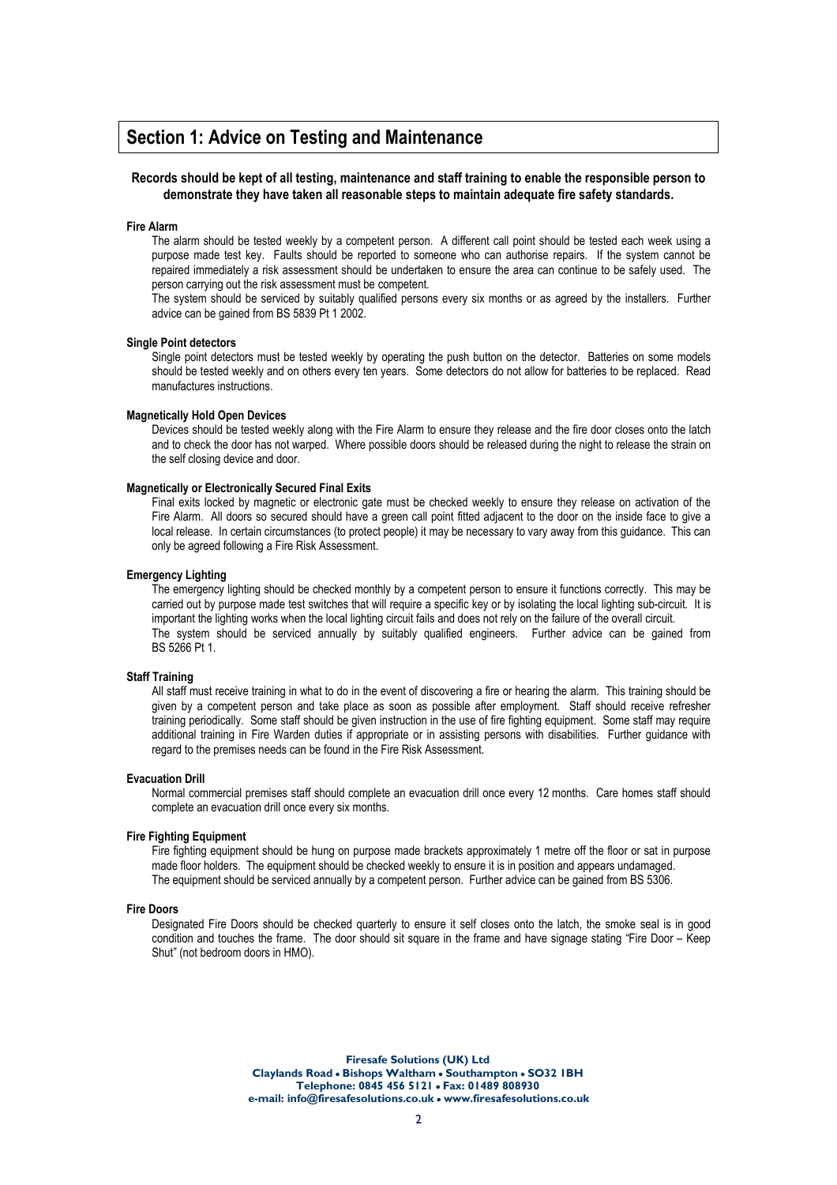## Section 1: Advice on Testing and Maintenance

**Records should be kept of all testing, maintenance and staff training to enable the responsible person to demonstrate they have taken all reasonable steps to maintain adequate fire safety standards.**

**Fire Alarm**

The alarm should be tested weekly by a competent person. A different call point should be tested each week using a purpose made test key. Faults should be reported to someone who can authorise repairs. If the system cannot be repaired immediately a risk assessment should be undertaken to ensure the area can continue to be safely used. The person carrying out the risk assessment must be competent.

The system should be serviced by suitably qualified persons every six months or as agreed by the installers. Further advice can be gained from BS 5839 Pt 1 2002.

**Single Point detectors**

Single point detectors must be tested weekly by operating the push button on the detector. Batteries on some models should be tested weekly and on others every ten years. Some detectors do not allow for batteries to be replaced. Read manufactures instructions.

**Magnetically Hold Open Devices**

Devices should be tested weekly along with the Fire Alarm to ensure they release and the fire door closes onto the latch and to check the door has not warped. Where possible doors should be released during the night to release the strain on the self closing device and door.

**Magnetically or Electronically Secured Final Exits**

Final exits locked by magnetic or electronic gate must be checked weekly to ensure they release on activation of the Fire Alarm. All doors so secured should have a green call point fitted adjacent to the door on the inside face to give a local release. In certain circumstances (to protect people) it may be necessary to vary away from this guidance. This can only be agreed following a Fire Risk Assessment.

**Emergency Lighting**

The emergency lighting should be checked monthly by a competent person to ensure it functions correctly. This may be carried out by purpose made test switches that will require a specific key or by isolating the local lighting sub-circuit. It is important the lighting works when the local lighting circuit fails and does not rely on the failure of the overall circuit.

The system should be serviced annually by suitably qualified engineers. Further advice can be gained from BS 5266 Pt 1.

**Staff Training**

All staff must receive training in what to do in the event of discovering a fire or hearing the alarm. This training should be given by a competent person and take place as soon as possible after employment. Staff should receive refresher training periodically. Some staff should be given instruction in the use of fire fighting equipment. Some staff may require additional training in Fire Warden duties if appropriate or in assisting persons with disabilities. Further guidance with regard to the premises needs can be found in the Fire Risk Assessment.

**Evacuation Drill**

Normal commercial premises staff should complete an evacuation drill once every 12 months. Care homes staff should complete an evacuation drill once every six months.

**Fire Fighting Equipment**

Fire fighting equipment should be hung on purpose made brackets approximately 1 metre off the floor or sat in purpose made floor holders. The equipment should be checked weekly to ensure it is in position and appears undamaged.

The equipment should be serviced annually by a competent person. Further advice can be gained from BS 5306.

**Fire Doors**

Designated Fire Doors should be checked quarterly to ensure it self closes onto the latch, the smoke seal is in good condition and touches the frame. The door should sit square in the frame and have signage stating "Fire Door – Keep Shut" (not bedroom doors in HMO).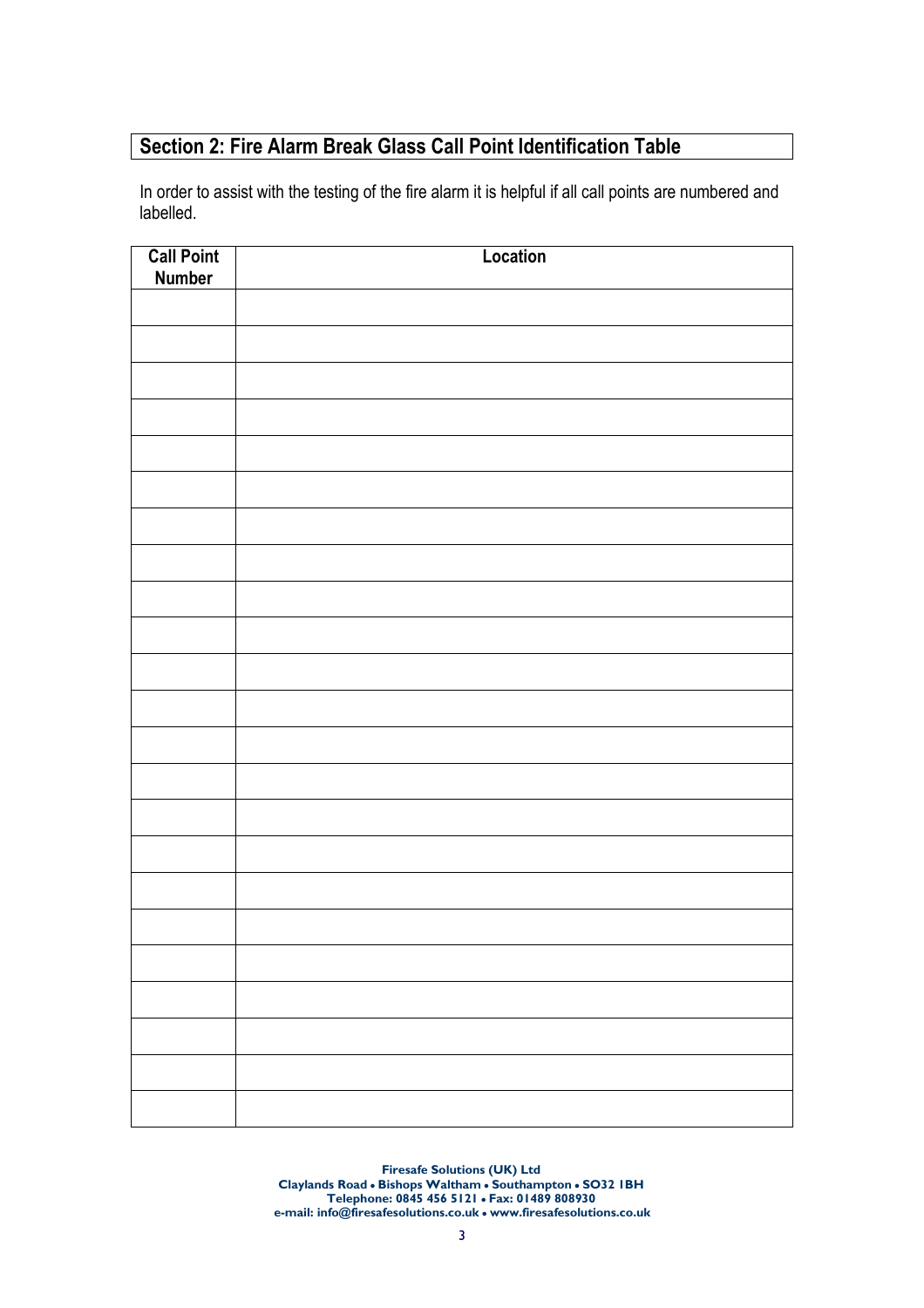## Section 2: Fire Alarm Break Glass Call Point Identification Table

In order to assist with the testing of the fire alarm it is helpful if all call points are numbered and labelled.

| Call Point Number | Location |
|---|---|
| | |
| | |
| | |
| | |
| | |
| | |
| | |
| | |
| | |
| | |
| | |
| | |
| | |
| | |
| | |
| | |
| | |
| | |
| | |
| | |
| | |
| | |
| | |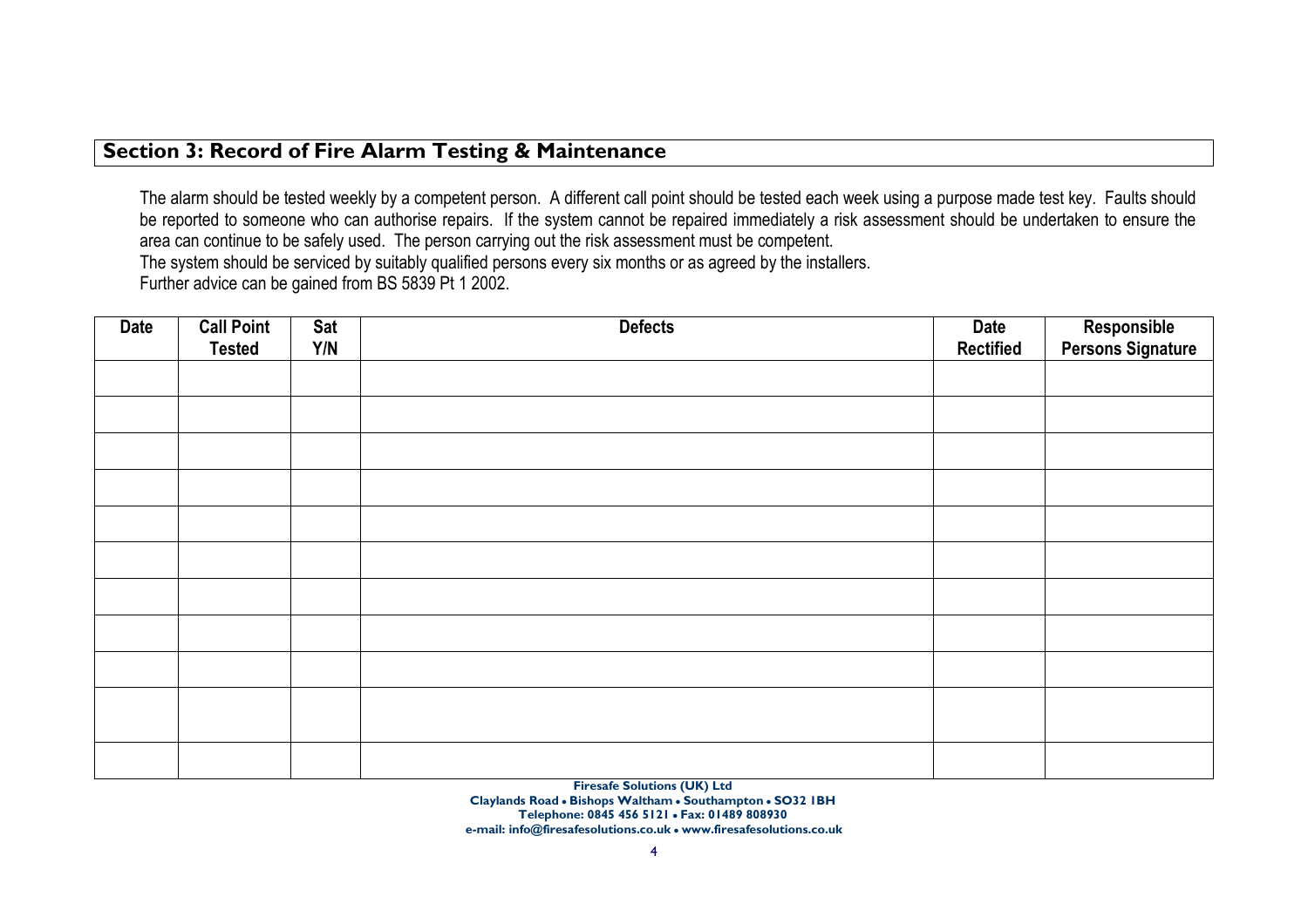## Section 3: Record of Fire Alarm Testing & Maintenance

The alarm should be tested weekly by a competent person. A different call point should be tested each week using a purpose made test key. Faults should be reported to someone who can authorise repairs. If the system cannot be repaired immediately a risk assessment should be undertaken to ensure the area can continue to be safely used. The person carrying out the risk assessment must be competent.
The system should be serviced by suitably qualified persons every six months or as agreed by the installers.
Further advice can be gained from BS 5839 Pt 1 2002.

| Date | Call Point Tested | Sat Y/N | Defects | Date Rectified | Responsible Persons Signature |
|---|---|---|---|---|---|
| | | | | | |
| | | | | | |
| | | | | | |
| | | | | | |
| | | | | | |
| | | | | | |
| | | | | | |
| | | | | | |
| | | | | | |
| | | | | | |
| | | | | | |

**Firesafe Solutions (UK) Ltd**
**Claylands Road • Bishops Waltham • Southampton • SO32 1BH**
**Telephone: 0845 456 5121 • Fax: 01489 808930**
**e-mail: info@firesafesolutions.co.uk • www.firesafesolutions.co.uk**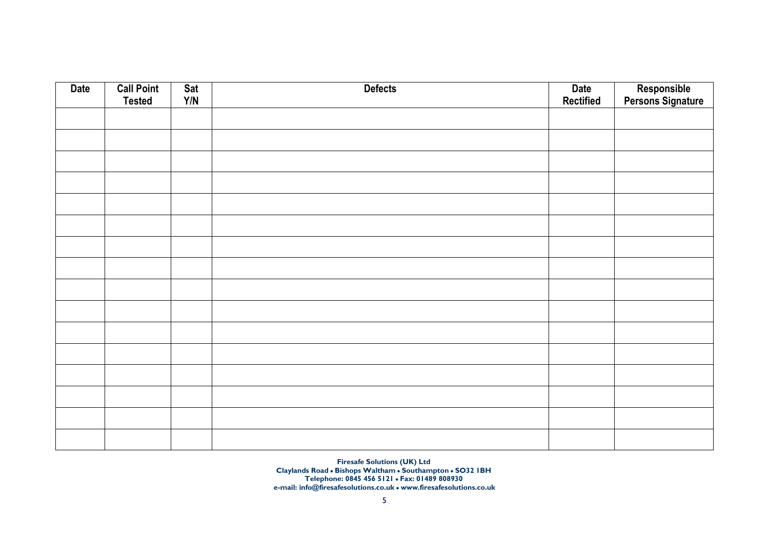| Date | Call Point Tested | Sat Y/N | Defects | Date Rectified | Responsible Persons Signature |
|---|---|---|---|---|---|
| | | | | | |
| | | | | | |
| | | | | | |
| | | | | | |
| | | | | | |
| | | | | | |
| | | | | | |
| | | | | | |
| | | | | | |
| | | | | | |
| | | | | | |
| | | | | | |
| | | | | | |
| | | | | | |
| | | | | | |
| | | | | | |

**Firesafe Solutions (UK) Ltd**
**Claylands Road • Bishops Waltham • Southampton • SO32 1BH**
**Telephone: 0845 456 5121 • Fax: 01489 808930**
**e-mail: info@firesafesolutions.co.uk • www.firesafesolutions.co.uk**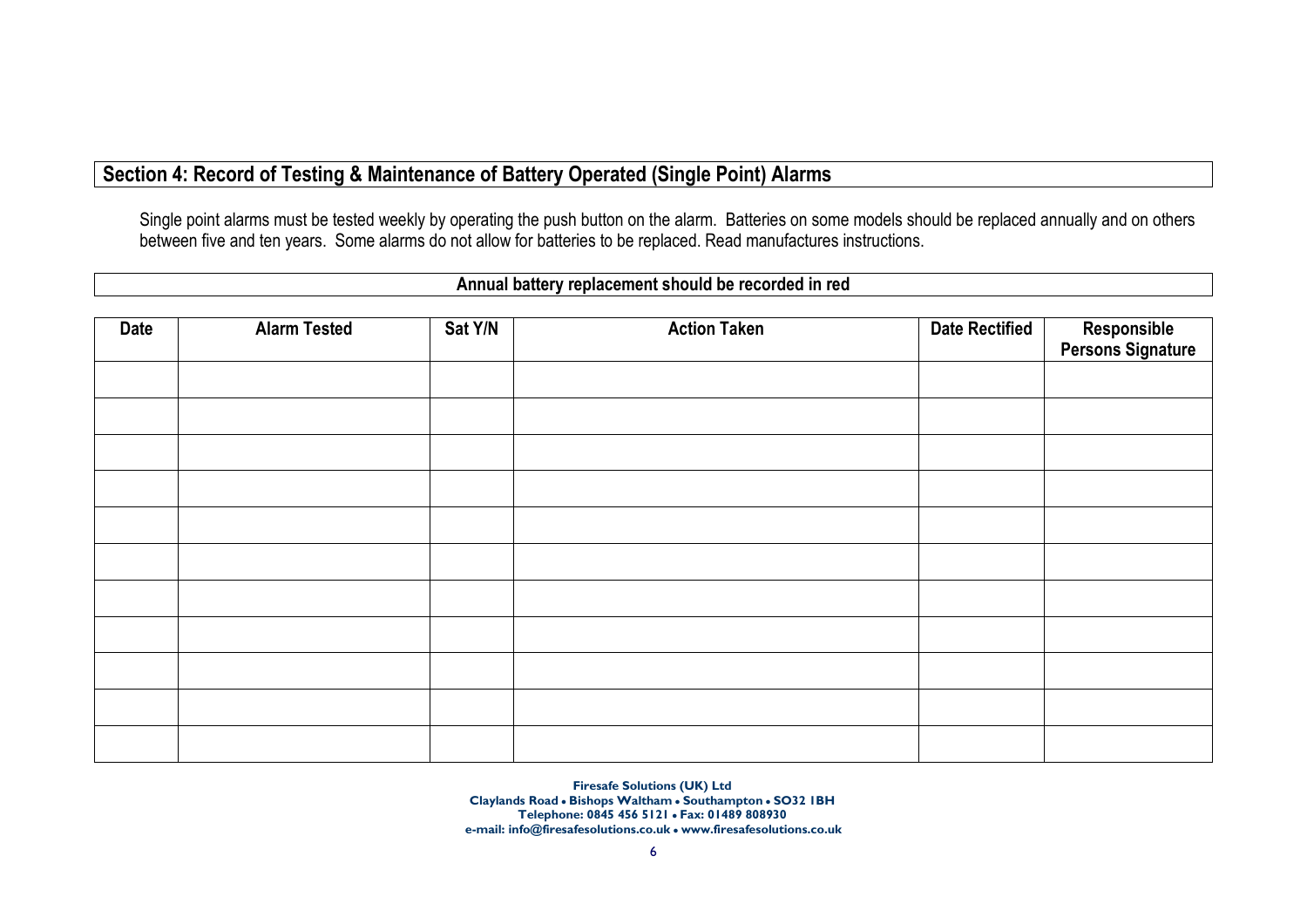## Section 4: Record of Testing & Maintenance of Battery Operated (Single Point) Alarms

Single point alarms must be tested weekly by operating the push button on the alarm. Batteries on some models should be replaced annually and on others between five and ten years. Some alarms do not allow for batteries to be replaced. Read manufactures instructions.

**Annual battery replacement should be recorded in red**

| Date | Alarm Tested | Sat Y/N | Action Taken | Date Rectified | Responsible Persons Signature |
|---|---|---|---|---|---|
| | | | | | |
| | | | | | |
| | | | | | |
| | | | | | |
| | | | | | |
| | | | | | |
| | | | | | |
| | | | | | |
| | | | | | |
| | | | | | |
| | | | | | |

**Firesafe Solutions (UK) Ltd**
**Claylands Road • Bishops Waltham • Southampton • SO32 1BH**
**Telephone: 0845 456 5121 • Fax: 01489 808930**
**e-mail: info@firesafesolutions.co.uk • www.firesafesolutions.co.uk**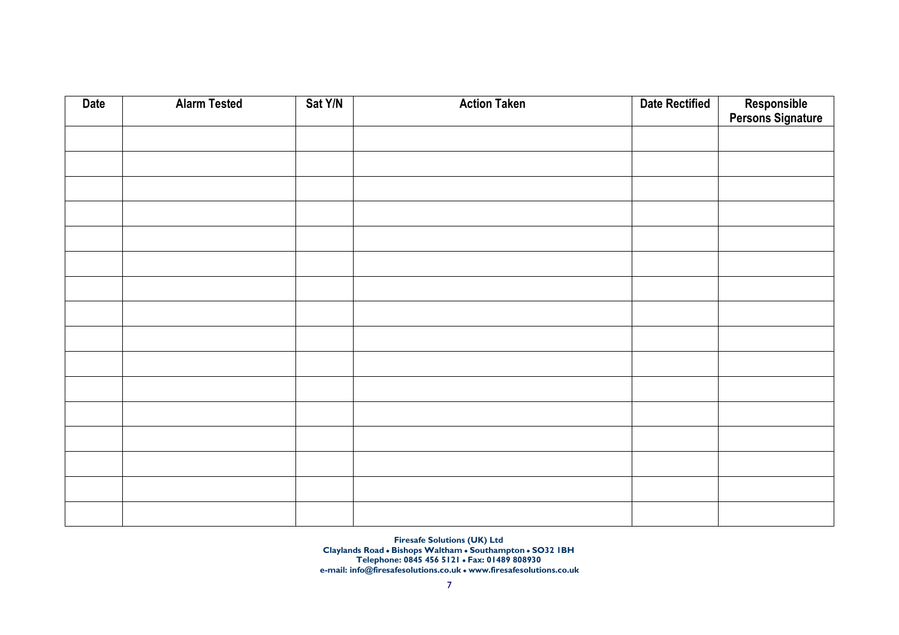| Date | Alarm Tested | Sat Y/N | Action Taken | Date Rectified | Responsible Persons Signature |
|---|---|---|---|---|---|
| | | | | | |
| | | | | | |
| | | | | | |
| | | | | | |
| | | | | | |
| | | | | | |
| | | | | | |
| | | | | | |
| | | | | | |
| | | | | | |
| | | | | | |
| | | | | | |
| | | | | | |
| | | | | | |
| | | | | | |
| | | | | | |

**Firesafe Solutions (UK) Ltd**
**Claylands Road • Bishops Waltham • Southampton • SO32 1BH**
**Telephone: 0845 456 5121 • Fax: 01489 808930**
**e-mail: info@firesafesolutions.co.uk • www.firesafesolutions.co.uk**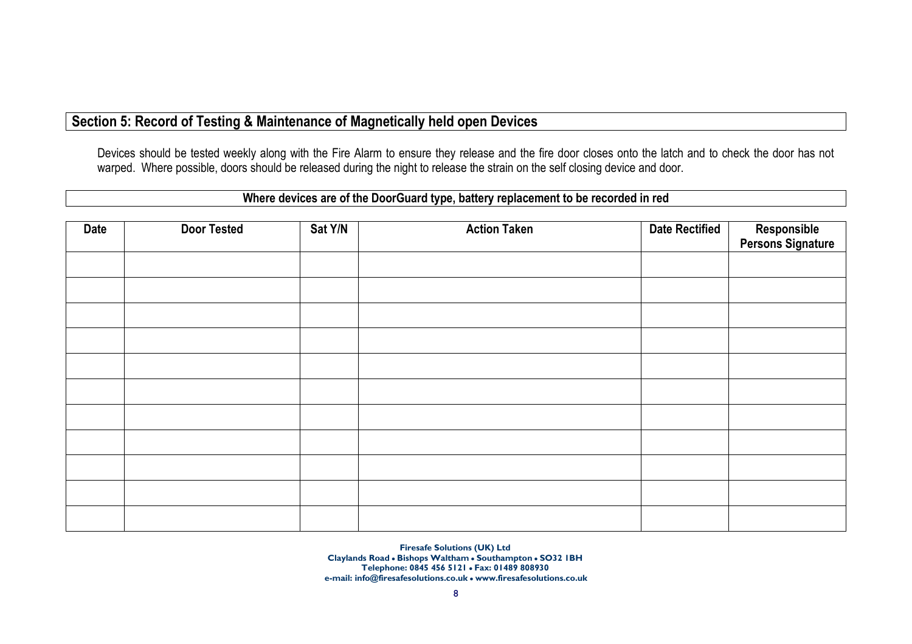## Section 5: Record of Testing & Maintenance of Magnetically held open Devices

Devices should be tested weekly along with the Fire Alarm to ensure they release and the fire door closes onto the latch and to check the door has not warped. Where possible, doors should be released during the night to release the strain on the self closing device and door.

**Where devices are of the DoorGuard type, battery replacement to be recorded in red**

| Date | Door Tested | Sat Y/N | Action Taken | Date Rectified | Responsible Persons Signature |
|---|---|---|---|---|---|
| | | | | | |
| | | | | | |
| | | | | | |
| | | | | | |
| | | | | | |
| | | | | | |
| | | | | | |
| | | | | | |
| | | | | | |
| | | | | | |
| | | | | | |

**Firesafe Solutions (UK) Ltd**
**Claylands Road • Bishops Waltham • Southampton • SO32 1BH**
**Telephone: 0845 456 5121 • Fax: 01489 808930**
**e-mail: info@firesafesolutions.co.uk • www.firesafesolutions.co.uk**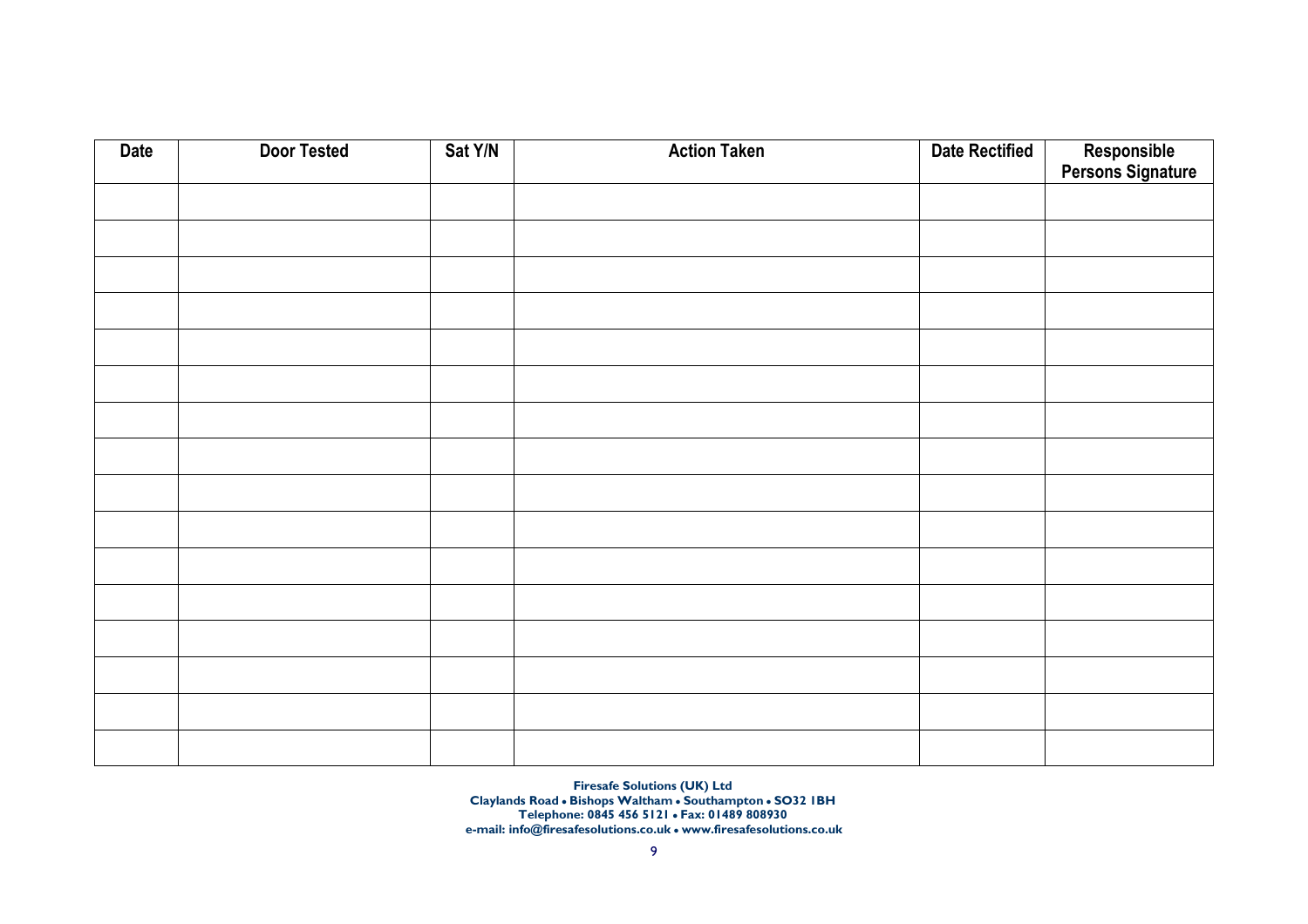| Date | Door Tested | Sat Y/N | Action Taken | Date Rectified | Responsible Persons Signature |
|---|---|---|---|---|---|
| | | | | | |
| | | | | | |
| | | | | | |
| | | | | | |
| | | | | | |
| | | | | | |
| | | | | | |
| | | | | | |
| | | | | | |
| | | | | | |
| | | | | | |
| | | | | | |
| | | | | | |
| | | | | | |
| | | | | | |
| | | | | | |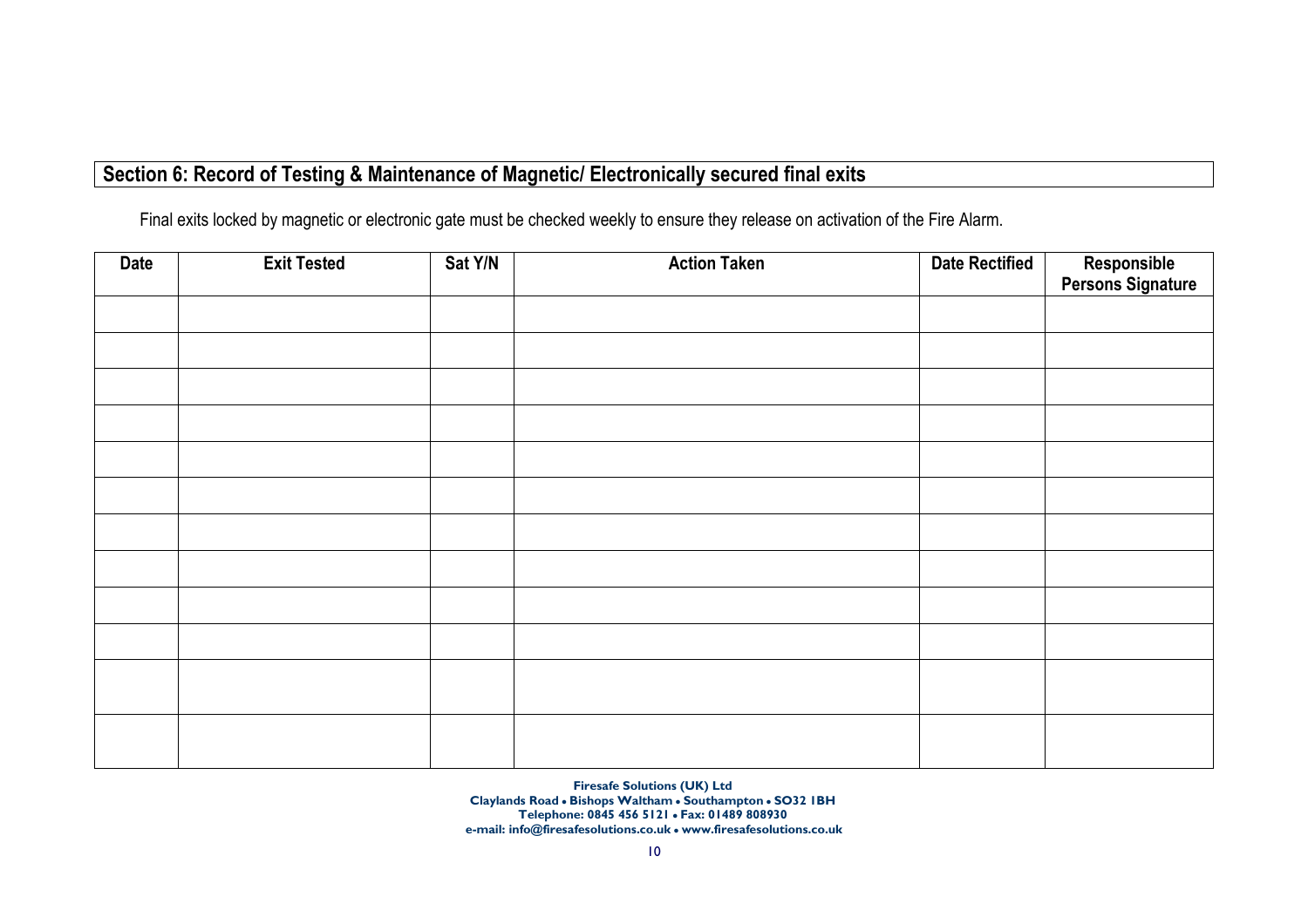## Section 6: Record of Testing & Maintenance of Magnetic/ Electronically secured final exits

Final exits locked by magnetic or electronic gate must be checked weekly to ensure they release on activation of the Fire Alarm.

| Date | Exit Tested | Sat Y/N | Action Taken | Date Rectified | Responsible Persons Signature |
|---|---|---|---|---|---|
| | | | | | |
| | | | | | |
| | | | | | |
| | | | | | |
| | | | | | |
| | | | | | |
| | | | | | |
| | | | | | |
| | | | | | |
| | | | | | |
| | | | | | |
| | | | | | |

**Firesafe Solutions (UK) Ltd**
**Claylands Road • Bishops Waltham • Southampton • SO32 1BH**
**Telephone: 0845 456 5121 • Fax: 01489 808930**
**e-mail: info@firesafesolutions.co.uk • www.firesafesolutions.co.uk**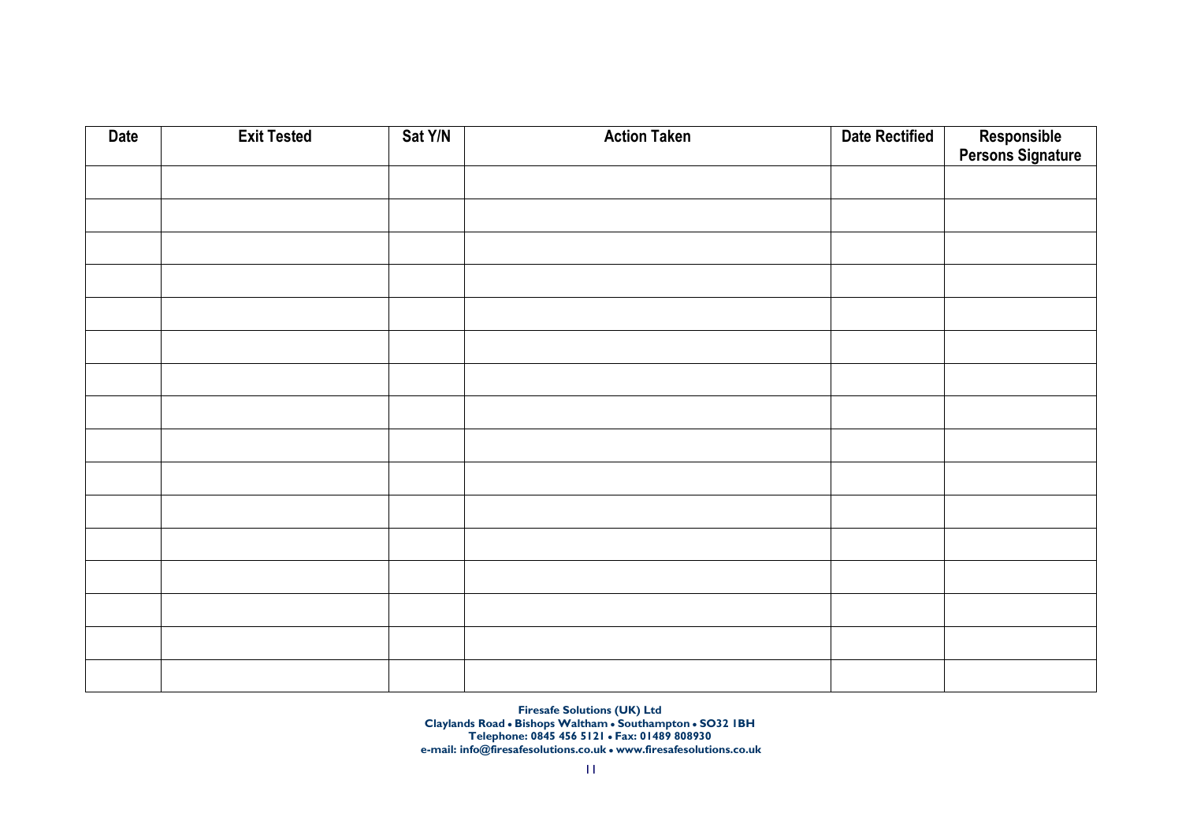| Date | Exit Tested | Sat Y/N | Action Taken | Date Rectified | Responsible Persons Signature |
|---|---|---|---|---|---|
| | | | | | |
| | | | | | |
| | | | | | |
| | | | | | |
| | | | | | |
| | | | | | |
| | | | | | |
| | | | | | |
| | | | | | |
| | | | | | |
| | | | | | |
| | | | | | |
| | | | | | |
| | | | | | |
| | | | | | |
| | | | | | |

**Firesafe Solutions (UK) Ltd**
**Claylands Road • Bishops Waltham • Southampton • SO32 1BH**
**Telephone: 0845 456 5121 • Fax: 01489 808930**
**e-mail: info@firesafesolutions.co.uk • www.firesafesolutions.co.uk**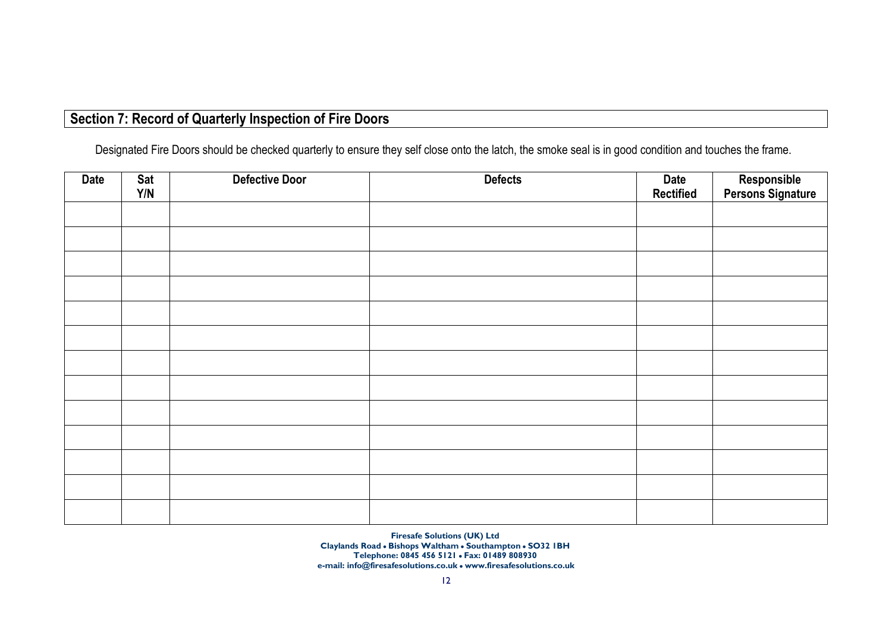## Section 7: Record of Quarterly Inspection of Fire Doors

Designated Fire Doors should be checked quarterly to ensure they self close onto the latch, the smoke seal is in good condition and touches the frame.

| Date | Sat Y/N | Defective Door | Defects | Date Rectified | Responsible Persons Signature |
|---|---|---|---|---|---|
| | | | | | |
| | | | | | |
| | | | | | |
| | | | | | |
| | | | | | |
| | | | | | |
| | | | | | |
| | | | | | |
| | | | | | |
| | | | | | |
| | | | | | |
| | | | | | |
| | | | | | |

**Firesafe Solutions (UK) Ltd**
**Claylands Road • Bishops Waltham • Southampton • SO32 1BH**
**Telephone: 0845 456 5121 • Fax: 01489 808930**
**e-mail: info@firesafesolutions.co.uk • www.firesafesolutions.co.uk**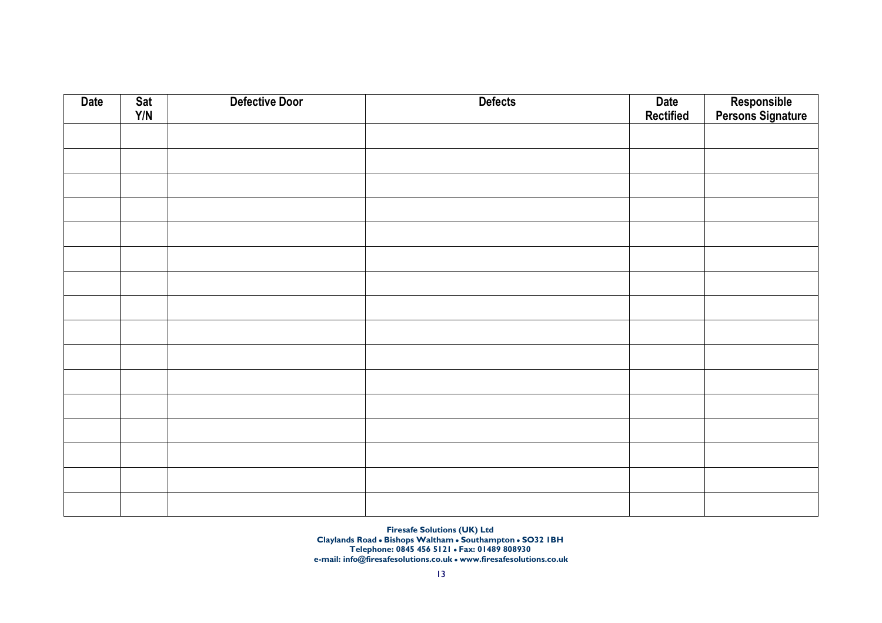| Date | Sat Y/N | Defective Door | Defects | Date Rectified | Responsible Persons Signature |
|---|---|---|---|---|---|
| | | | | | |
| | | | | | |
| | | | | | |
| | | | | | |
| | | | | | |
| | | | | | |
| | | | | | |
| | | | | | |
| | | | | | |
| | | | | | |
| | | | | | |
| | | | | | |
| | | | | | |
| | | | | | |
| | | | | | |
| | | | | | |

**Firesafe Solutions (UK) Ltd**
**Claylands Road • Bishops Waltham • Southampton • SO32 1BH**
**Telephone: 0845 456 5121 • Fax: 01489 808930**
**e-mail: info@firesafesolutions.co.uk • www.firesafesolutions.co.uk**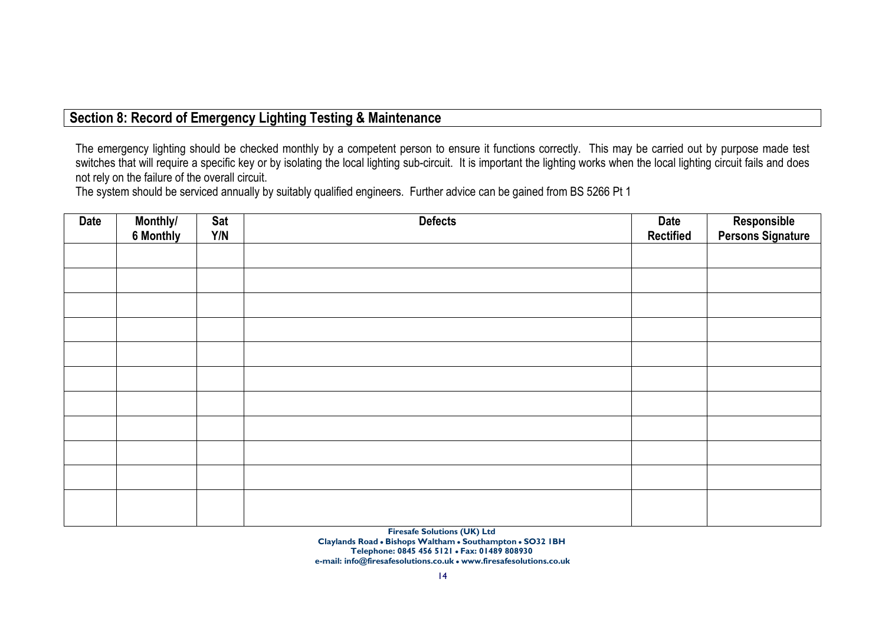## Section 8: Record of Emergency Lighting Testing & Maintenance

The emergency lighting should be checked monthly by a competent person to ensure it functions correctly. This may be carried out by purpose made test switches that will require a specific key or by isolating the local lighting sub-circuit. It is important the lighting works when the local lighting circuit fails and does not rely on the failure of the overall circuit.

The system should be serviced annually by suitably qualified engineers. Further advice can be gained from BS 5266 Pt 1

| Date | Monthly/ 6 Monthly | Sat Y/N | Defects | Date Rectified | Responsible Persons Signature |
|---|---|---|---|---|---|
| | | | | | |
| | | | | | |
| | | | | | |
| | | | | | |
| | | | | | |
| | | | | | |
| | | | | | |
| | | | | | |
| | | | | | |
| | | | | | |
| | | | | | |

**Firesafe Solutions (UK) Ltd**
**Claylands Road • Bishops Waltham • Southampton • SO32 1BH**
**Telephone: 0845 456 5121 • Fax: 01489 808930**
**e-mail: info@firesafesolutions.co.uk • www.firesafesolutions.co.uk**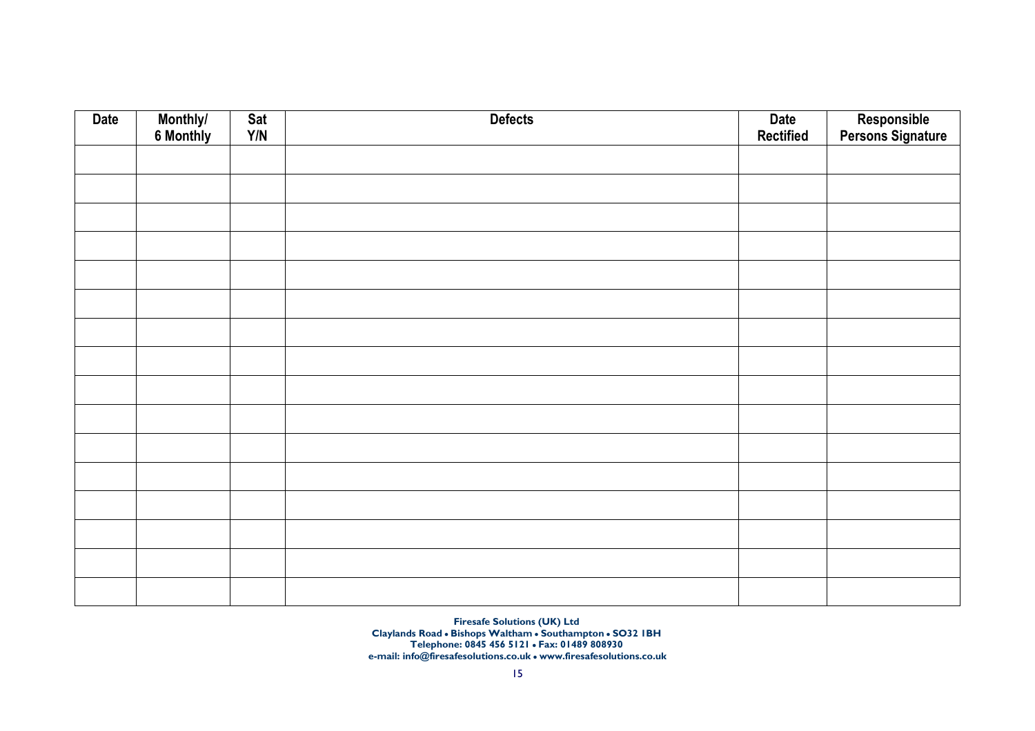| Date | Monthly/ 6 Monthly | Sat Y/N | Defects | Date Rectified | Responsible Persons Signature |
|---|---|---|---|---|---|
| | | | | | |
| | | | | | |
| | | | | | |
| | | | | | |
| | | | | | |
| | | | | | |
| | | | | | |
| | | | | | |
| | | | | | |
| | | | | | |
| | | | | | |
| | | | | | |
| | | | | | |
| | | | | | |
| | | | | | |
| | | | | | |

**Firesafe Solutions (UK) Ltd**
**Claylands Road • Bishops Waltham • Southampton • SO32 1BH**
**Telephone: 0845 456 5121 • Fax: 01489 808930**
**e-mail: info@firesafesolutions.co.uk • www.firesafesolutions.co.uk**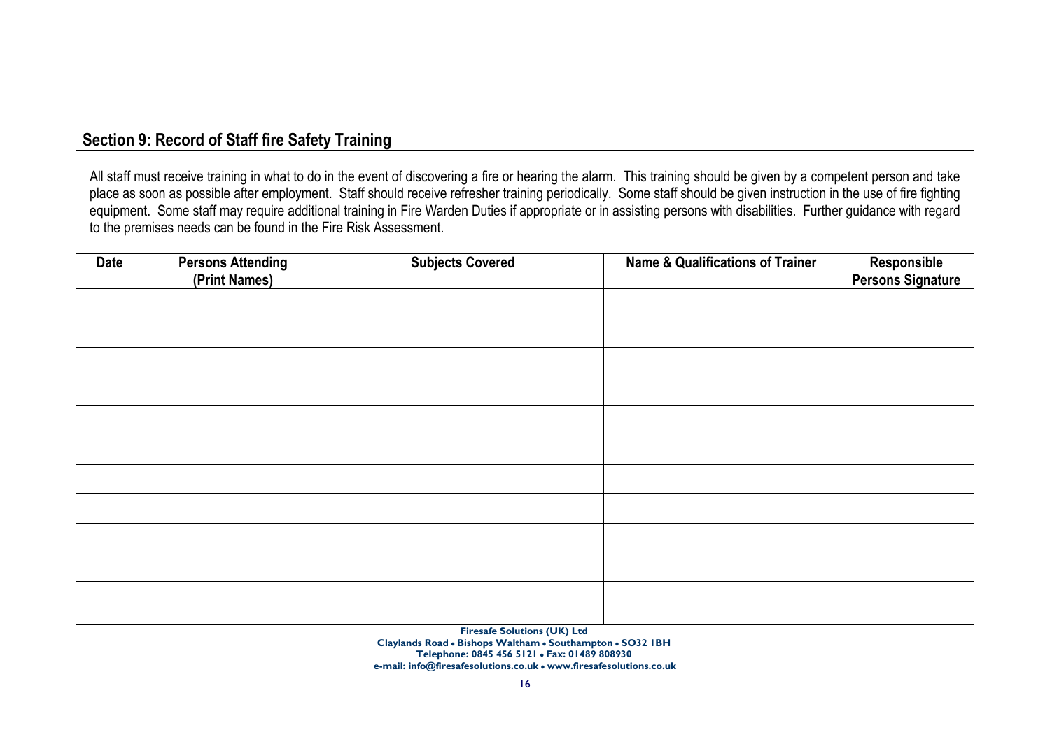## Section 9: Record of Staff fire Safety Training

All staff must receive training in what to do in the event of discovering a fire or hearing the alarm. This training should be given by a competent person and take place as soon as possible after employment. Staff should receive refresher training periodically. Some staff should be given instruction in the use of fire fighting equipment. Some staff may require additional training in Fire Warden Duties if appropriate or in assisting persons with disabilities. Further guidance with regard to the premises needs can be found in the Fire Risk Assessment.

| Date | Persons Attending (Print Names) | Subjects Covered | Name & Qualifications of Trainer | Responsible Persons Signature |
|---|---|---|---|---|
| | | | | |
| | | | | |
| | | | | |
| | | | | |
| | | | | |
| | | | | |
| | | | | |
| | | | | |
| | | | | |
| | | | | |
| | | | | |

**Firesafe Solutions (UK) Ltd**
**Claylands Road • Bishops Waltham • Southampton • SO32 1BH**
**Telephone: 0845 456 5121 • Fax: 01489 808930**
**e-mail: info@firesafesolutions.co.uk • www.firesafesolutions.co.uk**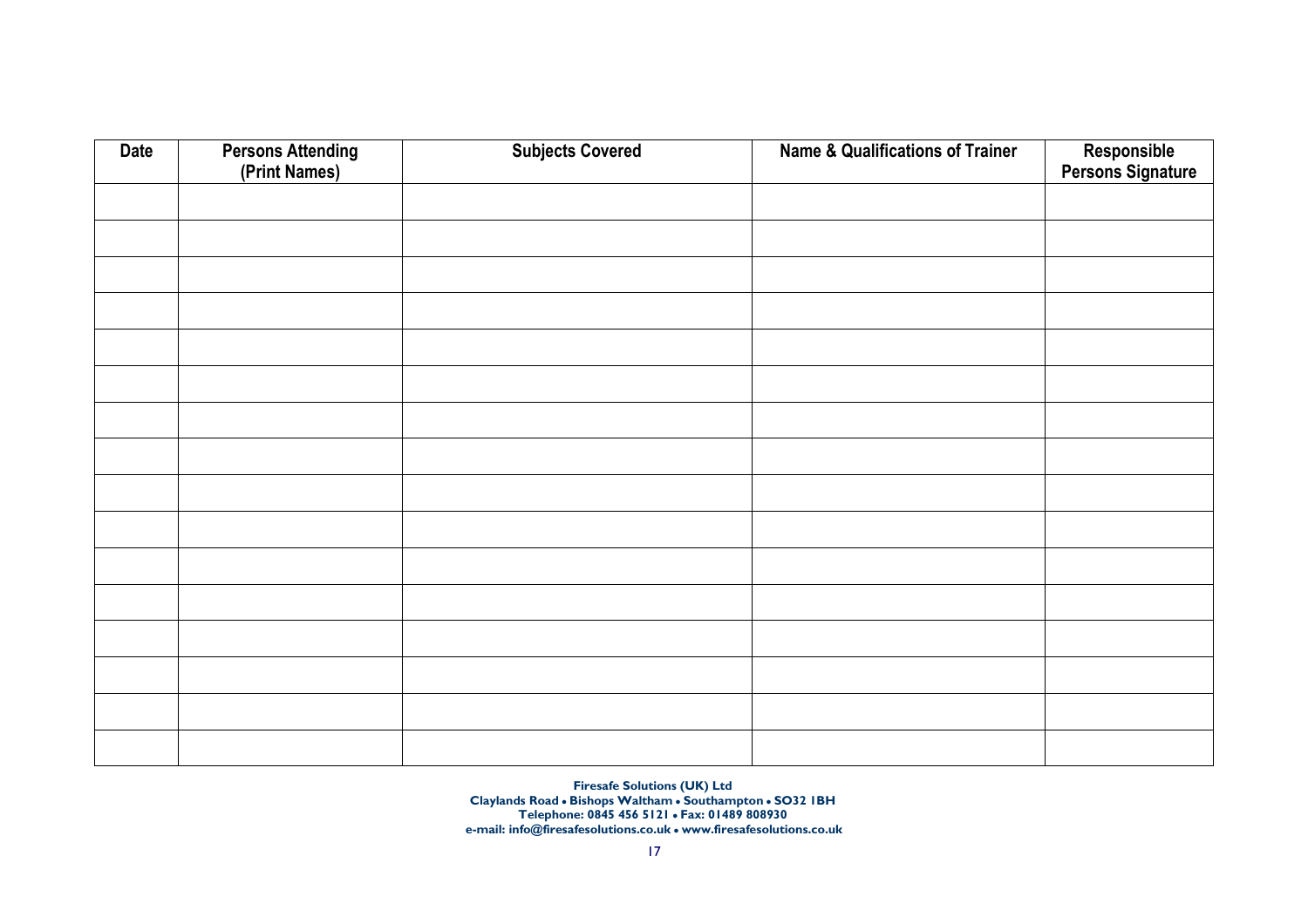| Date | Persons Attending (Print Names) | Subjects Covered | Name & Qualifications of Trainer | Responsible Persons Signature |
|---|---|---|---|---|
| | | | | |
| | | | | |
| | | | | |
| | | | | |
| | | | | |
| | | | | |
| | | | | |
| | | | | |
| | | | | |
| | | | | |
| | | | | |
| | | | | |
| | | | | |
| | | | | |
| | | | | |
| | | | | |

**Firesafe Solutions (UK) Ltd**
**Claylands Road • Bishops Waltham • Southampton • SO32 1BH**
**Telephone: 0845 456 5121 • Fax: 01489 808930**
**e-mail: info@firesafesolutions.co.uk • www.firesafesolutions.co.uk**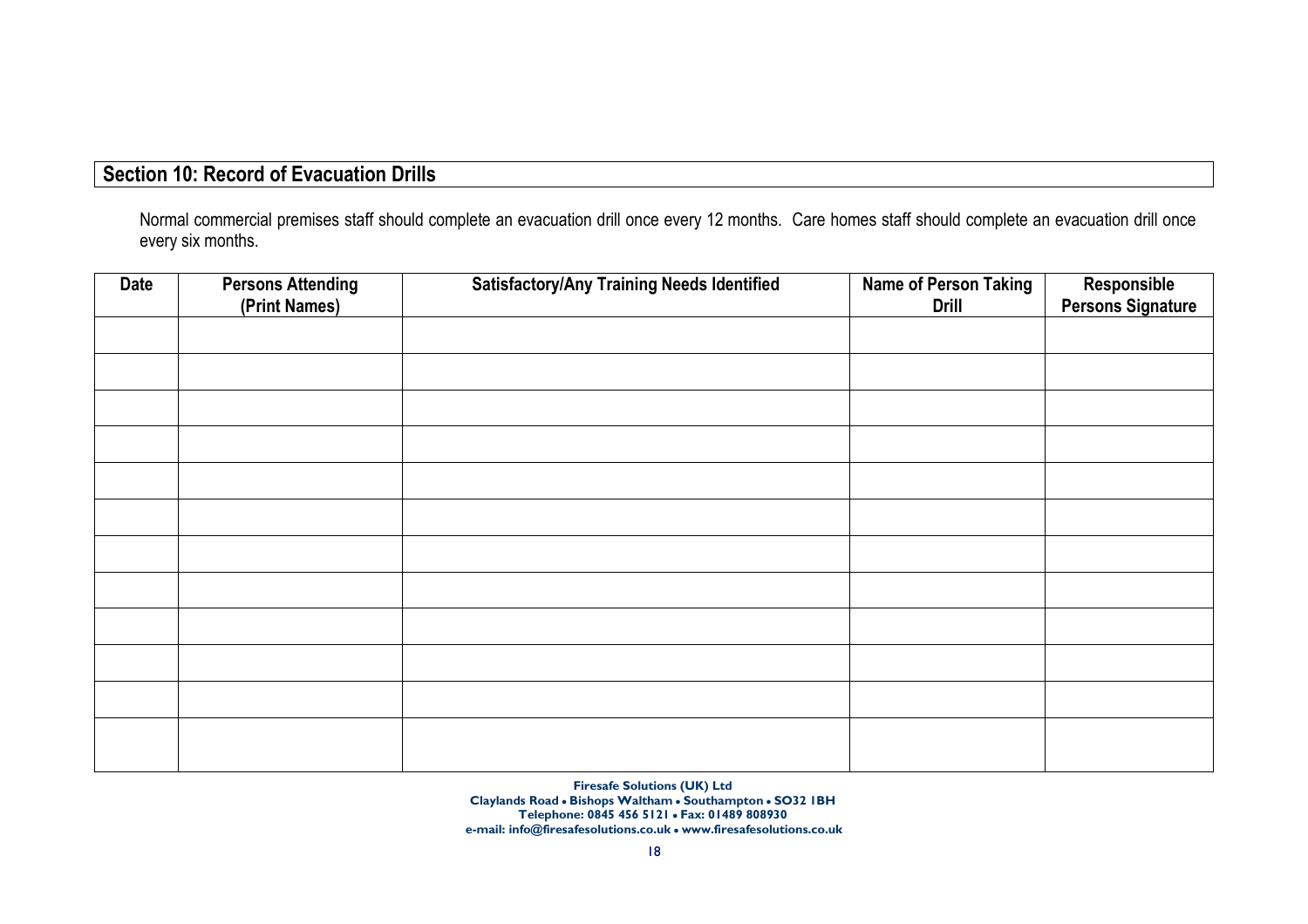## Section 10: Record of Evacuation Drills

Normal commercial premises staff should complete an evacuation drill once every 12 months. Care homes staff should complete an evacuation drill once every six months.

| Date | Persons Attending (Print Names) | Satisfactory/Any Training Needs Identified | Name of Person Taking Drill | Responsible Persons Signature |
|---|---|---|---|---|
| | | | | |
| | | | | |
| | | | | |
| | | | | |
| | | | | |
| | | | | |
| | | | | |
| | | | | |
| | | | | |
| | | | | |
| | | | | |
| | | | | |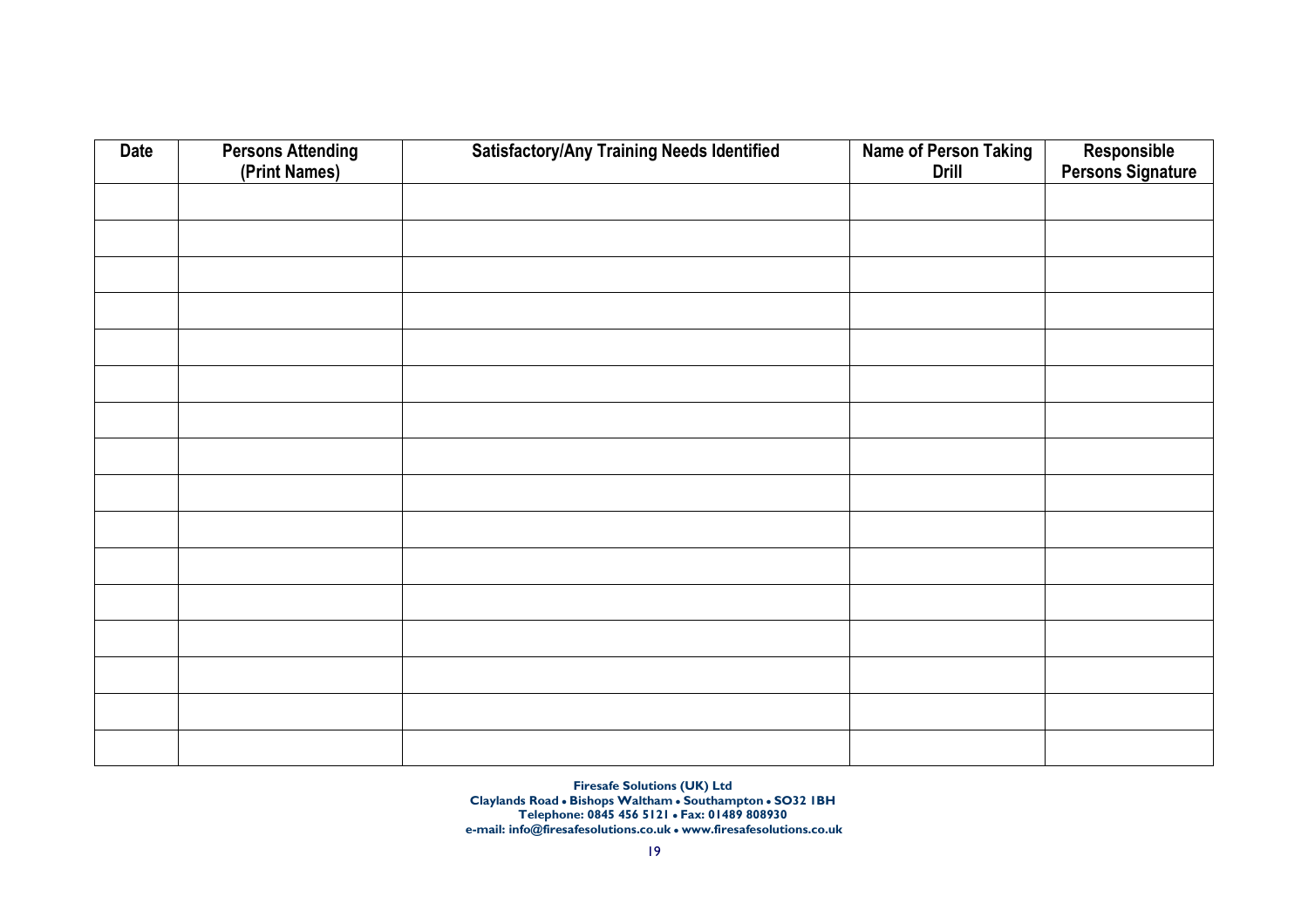| Date | Persons Attending (Print Names) | Satisfactory/Any Training Needs Identified | Name of Person Taking Drill | Responsible Persons Signature |
|---|---|---|---|---|
| | | | | |
| | | | | |
| | | | | |
| | | | | |
| | | | | |
| | | | | |
| | | | | |
| | | | | |
| | | | | |
| | | | | |
| | | | | |
| | | | | |
| | | | | |
| | | | | |
| | | | | |
| | | | | |

**Firesafe Solutions (UK) Ltd**
**Claylands Road • Bishops Waltham • Southampton • SO32 1BH**
**Telephone: 0845 456 5121 • Fax: 01489 808930**
**e-mail: info@firesafesolutions.co.uk • www.firesafesolutions.co.uk**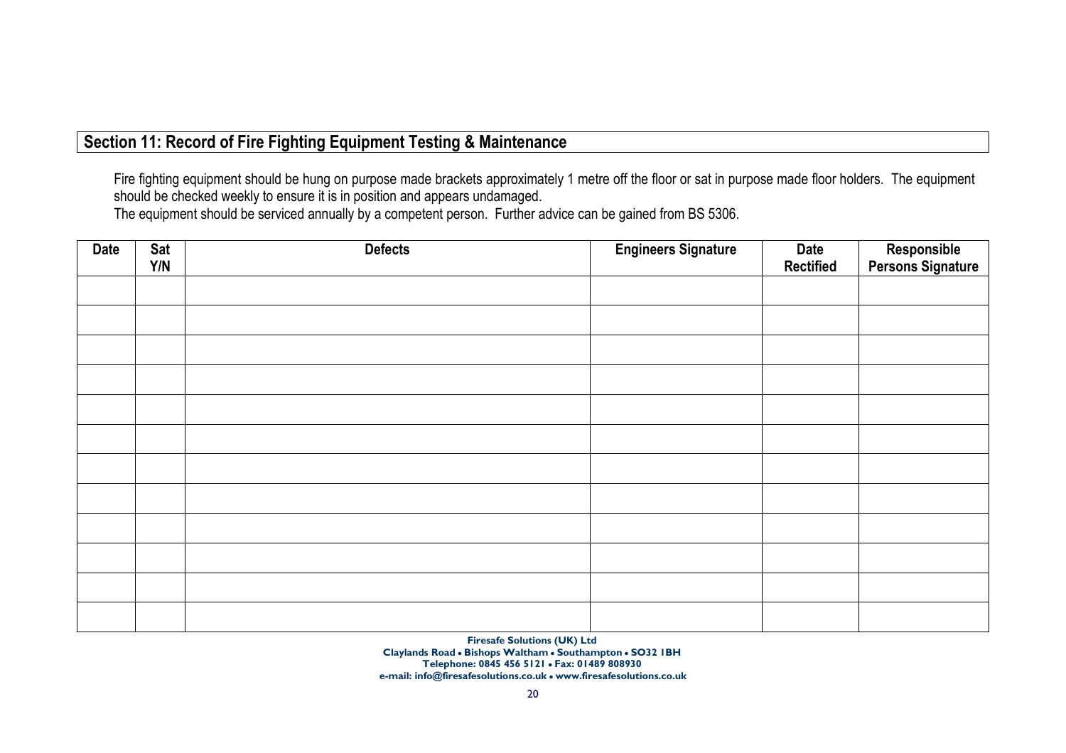## Section 11: Record of Fire Fighting Equipment Testing & Maintenance

Fire fighting equipment should be hung on purpose made brackets approximately 1 metre off the floor or sat in purpose made floor holders. The equipment should be checked weekly to ensure it is in position and appears undamaged.
The equipment should be serviced annually by a competent person. Further advice can be gained from BS 5306.

| Date | Sat Y/N | Defects | Engineers Signature | Date Rectified | Responsible Persons Signature |
|---|---|---|---|---|---|
| | | | | | |
| | | | | | |
| | | | | | |
| | | | | | |
| | | | | | |
| | | | | | |
| | | | | | |
| | | | | | |
| | | | | | |
| | | | | | |
| | | | | | |
| | | | | | |

**Firesafe Solutions (UK) Ltd**
**Claylands Road • Bishops Waltham • Southampton • SO32 1BH**
**Telephone: 0845 456 5121 • Fax: 01489 808930**
**e-mail: info@firesafesolutions.co.uk • www.firesafesolutions.co.uk**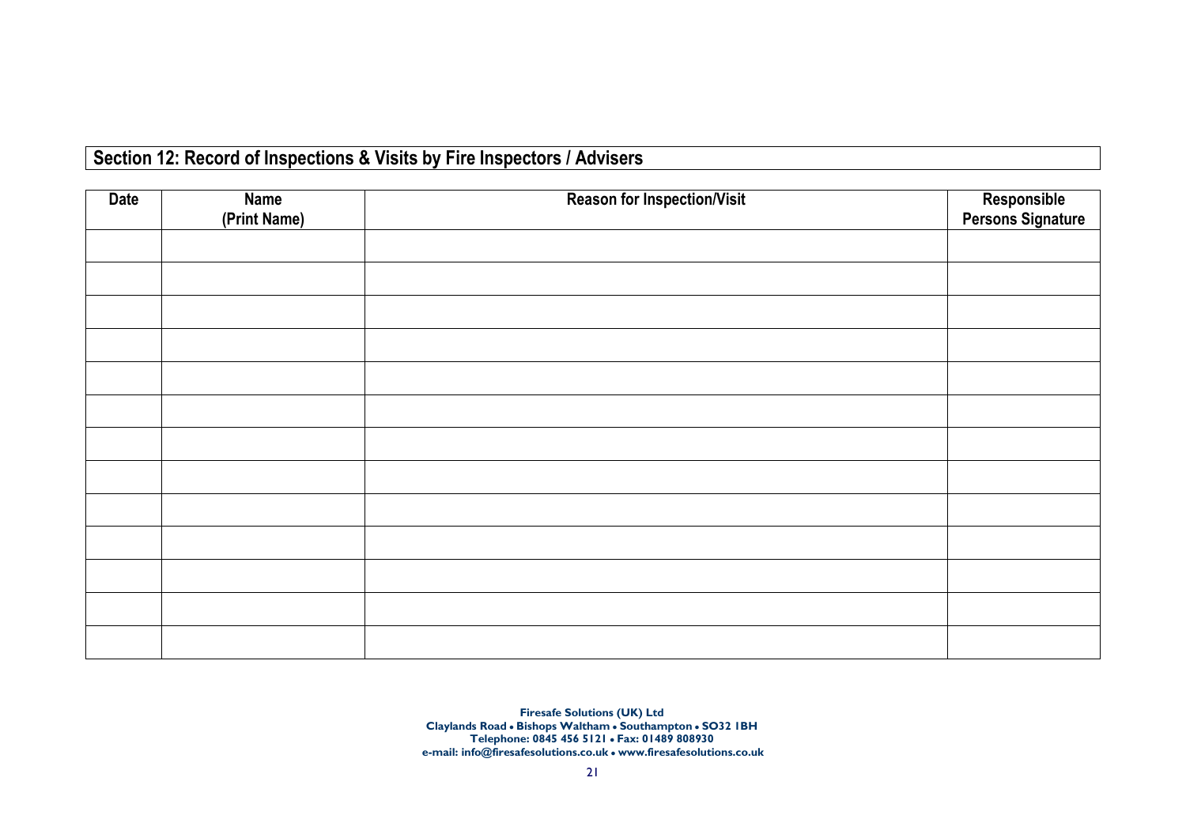## Section 12: Record of Inspections & Visits by Fire Inspectors / Advisers

| Date | Name (Print Name) | Reason for Inspection/Visit | Responsible Persons Signature |
|---|---|---|---|
| | | | |
| | | | |
| | | | |
| | | | |
| | | | |
| | | | |
| | | | |
| | | | |
| | | | |
| | | | |
| | | | |
| | | | |
| | | | |

**Firesafe Solutions (UK) Ltd**
**Claylands Road • Bishops Waltham • Southampton • SO32 1BH**
**Telephone: 0845 456 5121 • Fax: 01489 808930**
**e-mail: info@firesafesolutions.co.uk • www.firesafesolutions.co.uk**